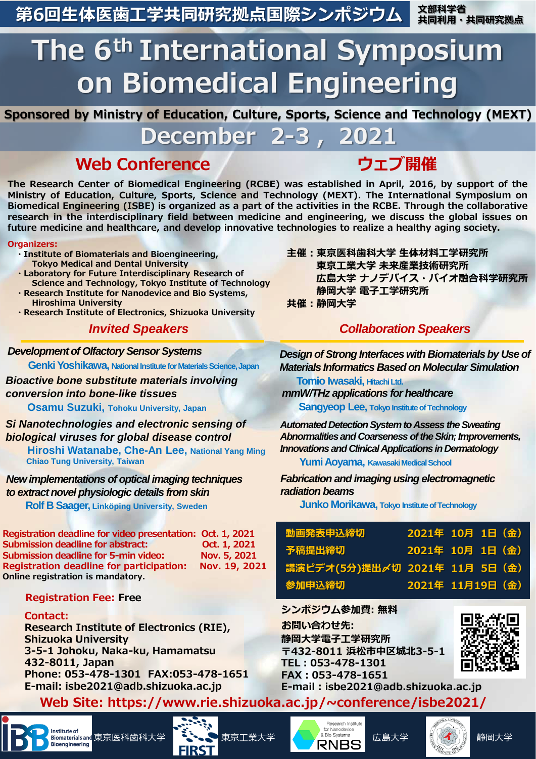# 第6回生体医歯工学共同研究拠点国際シンポジウム

文部科学省
共同利用・共同研究拠点

# The 6th International Symposium on Biomedical Engineering

**Sponsored by Ministry of Education, Culture, Sports, Science and Technology (MEXT)**

## December 2-3, 2021

## Web Conference

## ウェブ開催

**The Research Center of Biomedical Engineering (RCBE) was established in April, 2016, by support of the Ministry of Education, Culture, Sports, Science and Technology (MEXT). The International Symposium on Biomedical Engineering (ISBE) is organized as a part of the activities in the RCBE. Through the collaborative research in the interdisciplinary field between medicine and engineering, we discuss the global issues on future medicine and healthcare, and develop innovative technologies to realize a healthy aging society.**

**Organizers:**

- Institute of Biomaterials and Bioengineering, Tokyo Medical and Dental University
- Laboratory for Future Interdisciplinary Research of Science and Technology, Tokyo Institute of Technology
- Research Institute for Nanodevice and Bio Systems, Hiroshima University
- Research Institute of Electronics, Shizuoka University

**主催：東京医科歯科大学 生体材料工学研究所**
**東京工業大学 未来産業技術研究所**
**広島大学 ナノデバイス・バイオ融合科学研究所**
**静岡大学 電子工学研究所**
**共催：静岡大学**

### Invited Speakers

*Development of Olfactory Sensor Systems*
**Genki Yoshikawa**, National Institute for Materials Science, Japan

*Bioactive bone substitute materials involving conversion into bone-like tissues*
**Osamu Suzuki**, Tohoku University, Japan

*Si Nanotechnologies and electronic sensing of biological viruses for global disease control*
**Hiroshi Watanabe, Che-An Lee**, National Yang Ming Chiao Tung University, Taiwan

*New implementations of optical imaging techniques to extract novel physiologic details from skin*
**Rolf B Saager**, Linköping University, Sweden

### Collaboration Speakers

*Design of Strong Interfaces with Biomaterials by Use of Materials Informatics Based on Molecular Simulation*
**Tomio Iwasaki**, Hitachi Ltd.

*mmW/THz applications for healthcare*
**Sangyeop Lee**, Tokyo Institute of Technology

*Automated Detection System to Assess the Sweating Abnormalities and Coarseness of the Skin; Improvements, Innovations and Clinical Applications in Dermatology*
**Yumi Aoyama**, Kawasaki Medical School

*Fabrication and imaging using electromagnetic radiation beams*
**Junko Morikawa**, Tokyo Institute of Technology

| | |
|---|---|
| Registration deadline for video presentation: | Oct. 1, 2021 |
| Submission deadline for abstract: | Oct. 1, 2021 |
| Submission deadline for 5-min video: | Nov. 5, 2021 |
| Registration deadline for participation: | Nov. 19, 2021 |

**Online registration is mandatory.**

| | |
|---|---|
| 動画発表申込締切 | 2021年 10月 1日（金） |
| 予稿提出締切 | 2021年 10月 1日（金） |
| 講演ビデオ(5分)提出〆切 | 2021年 11月 5日（金） |
| 参加申込締切 | 2021年 11月19日（金） |

**Registration Fee:** Free

**Contact:**
**Research Institute of Electronics (RIE), Shizuoka University**
**3-5-1 Johoku, Naka-ku, Hamamatsu 432-8011, Japan**
**Phone: 053-478-1301 FAX:053-478-1651**
**E-mail: isbe2021@adb.shizuoka.ac.jp**

**シンポジウム参加費: 無料**

**お問い合わせ先:**
**静岡大学電子工学研究所**
**〒432-8011 浜松市中区城北3-5-1**
**TEL：053-478-1301**
**FAX：053-478-1651**
**E-mail：isbe2021@adb.shizuoka.ac.jp**

**Web Site: https://www.rie.shizuoka.ac.jp/~conference/isbe2021/**

Institute of Biomaterials and Bioengineering 東京医科歯科大学　FIRST 東京工業大学　Research Institute for Nanodevice & Bio Systems RNBS 広島大学　静岡大学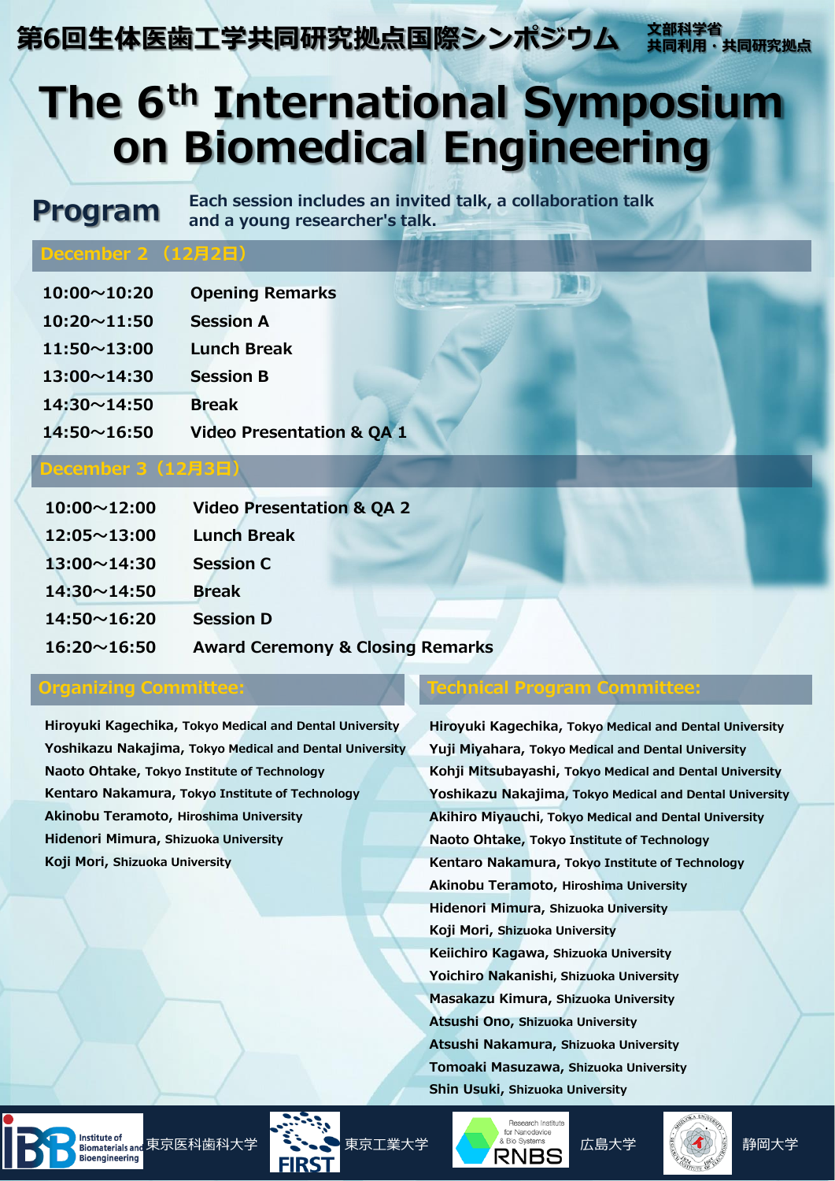第6回生体医歯工学共同研究拠点国際シンポジウム

文部科学省
共同利用・共同研究拠点

# The 6th International Symposium on Biomedical Engineering

## Program

Each session includes an invited talk, a collaboration talk and a young researcher's talk.

### December 2 （12月2日）

| | |
|---|---|
| 10:00～10:20 | Opening Remarks |
| 10:20～11:50 | Session A |
| 11:50～13:00 | Lunch Break |
| 13:00～14:30 | Session B |
| 14:30～14:50 | Break |
| 14:50～16:50 | Video Presentation & QA 1 |

### December 3（12月3日）

| | |
|---|---|
| 10:00～12:00 | Video Presentation & QA 2 |
| 12:05～13:00 | Lunch Break |
| 13:00～14:30 | Session C |
| 14:30～14:50 | Break |
| 14:50～16:20 | Session D |
| 16:20～16:50 | Award Ceremony & Closing Remarks |

### Organizing Committee:

- **Hiroyuki Kagechika,** Tokyo Medical and Dental University
- **Yoshikazu Nakajima,** Tokyo Medical and Dental University
- **Naoto Ohtake,** Tokyo Institute of Technology
- **Kentaro Nakamura,** Tokyo Institute of Technology
- **Akinobu Teramoto,** Hiroshima University
- **Hidenori Mimura,** Shizuoka University
- **Koji Mori,** Shizuoka University

### Technical Program Committee:

- **Hiroyuki Kagechika,** Tokyo Medical and Dental University
- **Yuji Miyahara,** Tokyo Medical and Dental University
- **Kohji Mitsubayashi,** Tokyo Medical and Dental University
- **Yoshikazu Nakajima,** Tokyo Medical and Dental University
- **Akihiro Miyauchi,** Tokyo Medical and Dental University
- **Naoto Ohtake,** Tokyo Institute of Technology
- **Kentaro Nakamura,** Tokyo Institute of Technology
- **Akinobu Teramoto,** Hiroshima University
- **Hidenori Mimura,** Shizuoka University
- **Koji Mori,** Shizuoka University
- **Keiichiro Kagawa,** Shizuoka University
- **Yoichiro Nakanishi,** Shizuoka University
- **Masakazu Kimura,** Shizuoka University
- **Atsushi Ono,** Shizuoka University
- **Atsushi Nakamura,** Shizuoka University
- **Tomoaki Masuzawa,** Shizuoka University
- **Shin Usuki,** Shizuoka University

Institute of Biomaterials and Bioengineering 東京医科歯科大学　FIRST 東京工業大学　Research Institute for Nanodevice & Bio Systems RNBS 広島大学　静岡大学